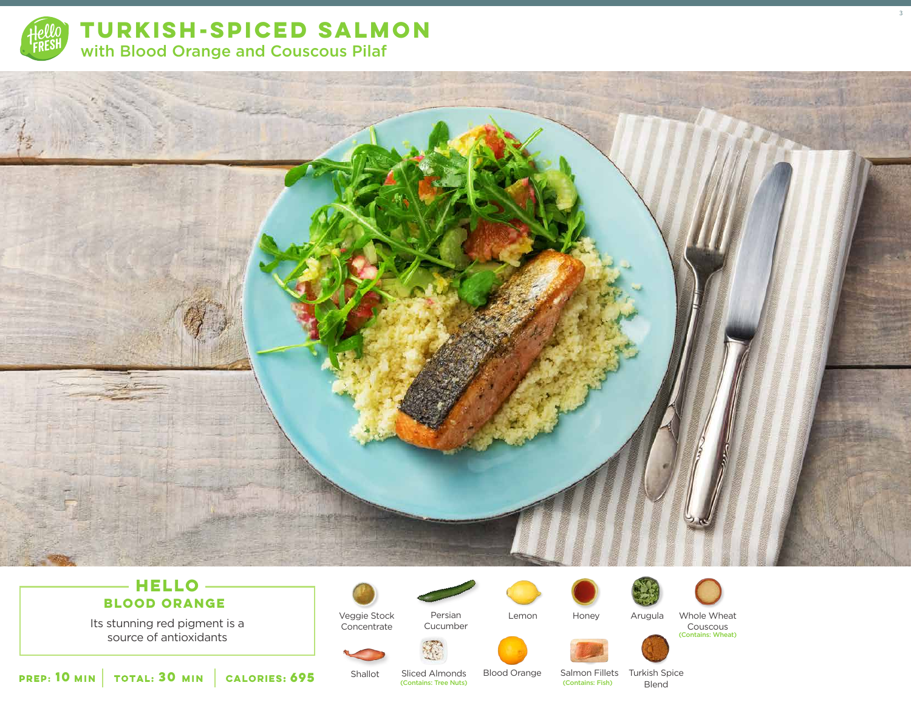# TURKISH-SPICED SALMON

## with Blood Orange and Couscous Pilaf

## HELLO BLOOD ORANGE

Its stunning red pigment is a source of antioxidants

**PREP: 10 MIN** | **TOTAL: 30 MIN** | **CALORIES: 695**

- Veggie Stock Concentrate
- Persian Cucumber
- Lemon
- Honey
- Arugula
- Whole Wheat Couscous (Contains: Wheat)
- Shallot
- Sliced Almonds (Contains: Tree Nuts)
- Blood Orange
- Salmon Fillets (Contains: Fish)
- Turkish Spice Blend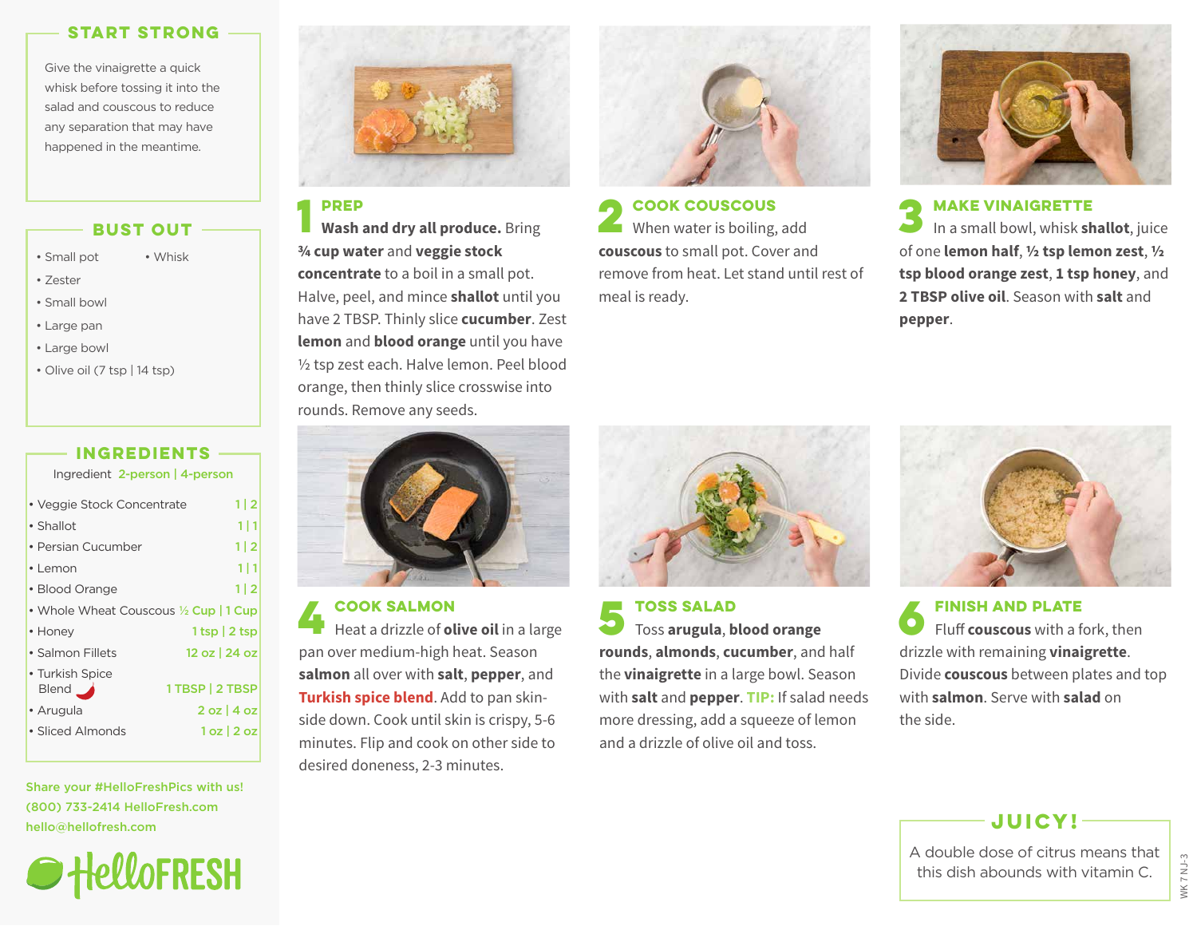## START STRONG

Give the vinaigrette a quick whisk before tossing it into the salad and couscous to reduce any separation that may have happened in the meantime.

## BUST OUT

- Small pot
- Whisk
- Zester
- Small bowl
- Large pan
- Large bowl
- Olive oil (7 tsp | 14 tsp)

## INGREDIENTS

| Ingredient | 2-person \| 4-person |
|---|---|
| Veggie Stock Concentrate | 1 \| 2 |
| Shallot | 1 \| 1 |
| Persian Cucumber | 1 \| 2 |
| Lemon | 1 \| 1 |
| Blood Orange | 1 \| 2 |
| Whole Wheat Couscous | ½ Cup \| 1 Cup |
| Honey | 1 tsp \| 2 tsp |
| Salmon Fillets | 12 oz \| 24 oz |
| Turkish Spice Blend | 1 TBSP \| 2 TBSP |
| Arugula | 2 oz \| 4 oz |
| Sliced Almonds | 1 oz \| 2 oz |

Share your #HelloFreshPics with us!
(800) 733-2414 HelloFresh.com
hello@hellofresh.com

HelloFRESH

### 1 PREP

**Wash and dry all produce.** Bring **¾ cup water** and **veggie stock concentrate** to a boil in a small pot. Halve, peel, and mince **shallot** until you have 2 TBSP. Thinly slice **cucumber**. Zest **lemon** and **blood orange** until you have ½ tsp zest each. Halve lemon. Peel blood orange, then thinly slice crosswise into rounds. Remove any seeds.

### 2 COOK COUSCOUS

When water is boiling, add **couscous** to small pot. Cover and remove from heat. Let stand until rest of meal is ready.

### 3 MAKE VINAIGRETTE

In a small bowl, whisk **shallot**, juice of one **lemon half**, **½ tsp lemon zest**, **½ tsp blood orange zest**, **1 tsp honey**, and **2 TBSP olive oil**. Season with **salt** and **pepper**.

### 4 COOK SALMON

Heat a drizzle of **olive oil** in a large pan over medium-high heat. Season **salmon** all over with **salt**, **pepper**, and **Turkish spice blend**. Add to pan skin-side down. Cook until skin is crispy, 5-6 minutes. Flip and cook on other side to desired doneness, 2-3 minutes.

### 5 TOSS SALAD

Toss **arugula**, **blood orange rounds**, **almonds**, **cucumber**, and half the **vinaigrette** in a large bowl. Season with **salt** and **pepper**. TIP: If salad needs more dressing, add a squeeze of lemon and a drizzle of olive oil and toss.

### 6 FINISH AND PLATE

Fluff **couscous** with a fork, then drizzle with remaining **vinaigrette**. Divide **couscous** between plates and top with **salmon**. Serve with **salad** on the side.

## JUICY!

A double dose of citrus means that this dish abounds with vitamin C.

WK 7 NJ-3